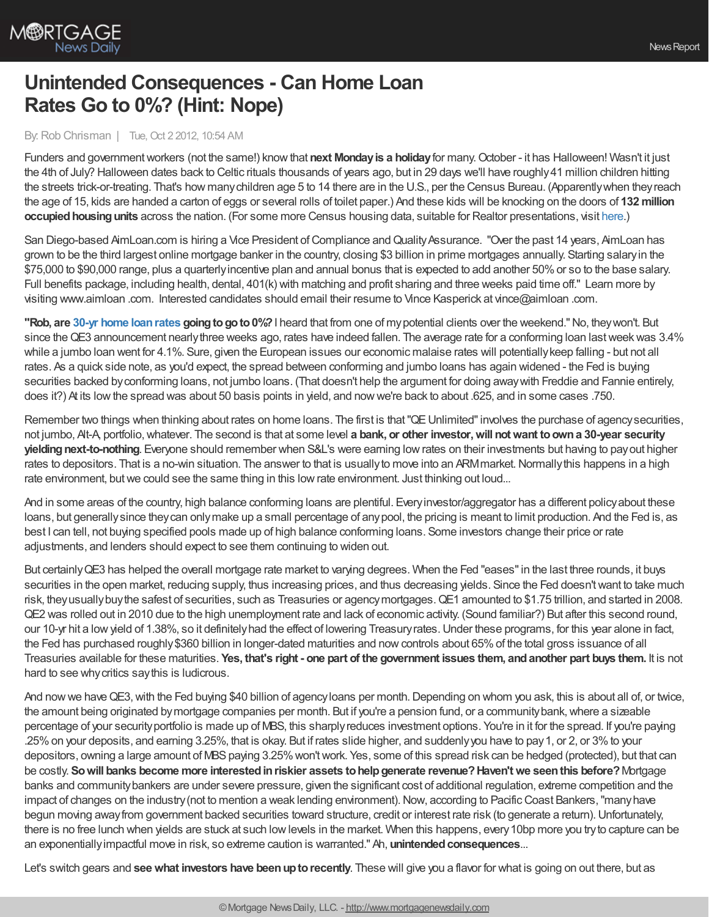# Unintended Consequences - Can Home Loan Rates Go to 0%? (Hint: Nope)

By: Rob Chrisman | Tue, Oct 2 2012, 10:54 AM

Funders and government workers (not the same!) know that **next Monday is a holiday** for many. October - it has Halloween! Wasn't it just the 4th of July? Halloween dates back to Celtic rituals thousands of years ago, but in 29 days we'll have roughly 41 million children hitting the streets trick-or-treating. That's how many children age 5 to 14 there are in the U.S., per the Census Bureau. (Apparently when they reach the age of 15, kids are handed a carton of eggs or several rolls of toilet paper.) And these kids will be knocking on the doors of **132 million occupied housing units** across the nation. (For some more Census housing data, suitable for Realtor presentations, visit here.)

San Diego-based AimLoan.com is hiring a Vice President of Compliance and Quality Assurance. "Over the past 14 years, AimLoan has grown to be the third largest online mortgage banker in the country, closing $3 billion in prime mortgages annually. Starting salary in the $75,000 to $90,000 range, plus a quarterly incentive plan and annual bonus that is expected to add another 50% or so to the base salary. Full benefits package, including health, dental, 401(k) with matching and profit sharing and three weeks paid time off." Learn more by visiting www.aimloan .com. Interested candidates should email their resume to Vince Kasperick at vince@aimloan .com.

**"Rob, are 30-yr home loan rates going to go to 0%?** I heard that from one of my potential clients over the weekend." No, they won't. But since the QE3 announcement nearly three weeks ago, rates have indeed fallen. The average rate for a conforming loan last week was 3.4% while a jumbo loan went for 4.1%. Sure, given the European issues our economic malaise rates will potentially keep falling - but not all rates. As a quick side note, as you'd expect, the spread between conforming and jumbo loans has again widened - the Fed is buying securities backed by conforming loans, not jumbo loans. (That doesn't help the argument for doing away with Freddie and Fannie entirely, does it?) At its low the spread was about 50 basis points in yield, and now we're back to about .625, and in some cases .750.

Remember two things when thinking about rates on home loans. The first is that "QE Unlimited" involves the purchase of agency securities, not jumbo, Alt-A, portfolio, whatever. The second is that at some level **a bank, or other investor, will not want to own a 30-year security yielding next-to-nothing**. Everyone should remember when S&L's were earning low rates on their investments but having to pay out higher rates to depositors. That is a no-win situation. The answer to that is usually to move into an ARM market. Normally this happens in a high rate environment, but we could see the same thing in this low rate environment. Just thinking out loud...

And in some areas of the country, high balance conforming loans are plentiful. Every investor/aggregator has a different policy about these loans, but generally since they can only make up a small percentage of any pool, the pricing is meant to limit production. And the Fed is, as best I can tell, not buying specified pools made up of high balance conforming loans. Some investors change their price or rate adjustments, and lenders should expect to see them continuing to widen out.

But certainly QE3 has helped the overall mortgage rate market to varying degrees. When the Fed "eases" in the last three rounds, it buys securities in the open market, reducing supply, thus increasing prices, and thus decreasing yields. Since the Fed doesn't want to take much risk, they usually buy the safest of securities, such as Treasuries or agency mortgages. QE1 amounted to $1.75 trillion, and started in 2008. QE2 was rolled out in 2010 due to the high unemployment rate and lack of economic activity. (Sound familiar?) But after this second round, our 10-yr hit a low yield of 1.38%, so it definitely had the effect of lowering Treasury rates. Under these programs, for this year alone in fact, the Fed has purchased roughly $360 billion in longer-dated maturities and now controls about 65% of the total gross issuance of all Treasuries available for these maturities. **Yes, that's right - one part of the government issues them, and another part buys them.** It is not hard to see why critics say this is ludicrous.

And now we have QE3, with the Fed buying $40 billion of agency loans per month. Depending on whom you ask, this is about all of, or twice, the amount being originated by mortgage companies per month. But if you're a pension fund, or a community bank, where a sizeable percentage of your security portfolio is made up of MBS, this sharply reduces investment options. You're in it for the spread. If you're paying .25% on your deposits, and earning 3.25%, that is okay. But if rates slide higher, and suddenly you have to pay 1, or 2, or 3% to your depositors, owning a large amount of MBS paying 3.25% won't work. Yes, some of this spread risk can be hedged (protected), but that can be costly. **So will banks become more interested in riskier assets to help generate revenue? Haven't we seen this before?** Mortgage banks and community bankers are under severe pressure, given the significant cost of additional regulation, extreme competition and the impact of changes on the industry (not to mention a weak lending environment). Now, according to Pacific Coast Bankers, "many have begun moving away from government backed securities toward structure, credit or interest rate risk (to generate a return). Unfortunately, there is no free lunch when yields are stuck at such low levels in the market. When this happens, every 10bp more you try to capture can be an exponentially impactful move in risk, so extreme caution is warranted." Ah, **unintended consequences**...

Let's switch gears and **see what investors have been up to recently**. These will give you a flavor for what is going on out there, but as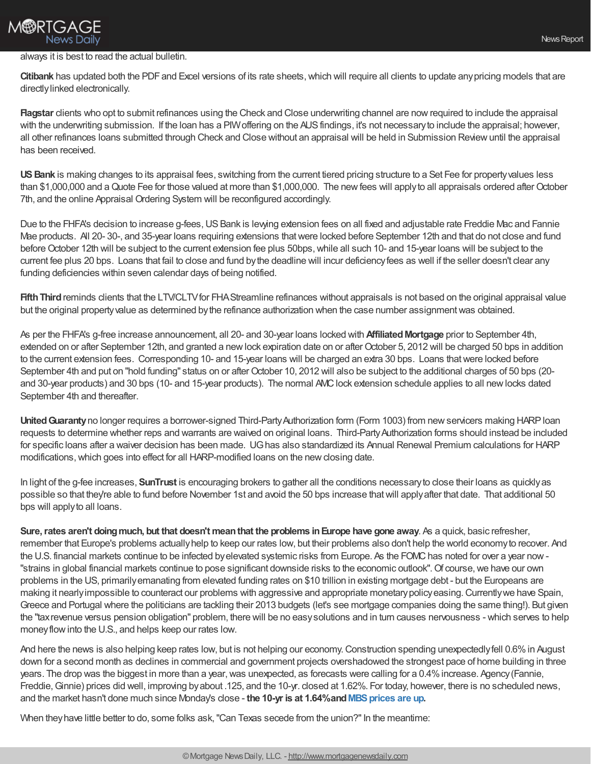always it is best to read the actual bulletin.

**Citibank** has updated both the PDF and Excel versions of its rate sheets, which will require all clients to update any pricing models that are directly linked electronically.

**Flagstar** clients who opt to submit refinances using the Check and Close underwriting channel are now required to include the appraisal with the underwriting submission. If the loan has a PIW offering on the AUS findings, it's not necessary to include the appraisal; however, all other refinances loans submitted through Check and Close without an appraisal will be held in Submission Review until the appraisal has been received.

**US Bank** is making changes to its appraisal fees, switching from the current tiered pricing structure to a Set Fee for property values less than $1,000,000 and a Quote Fee for those valued at more than $1,000,000. The new fees will apply to all appraisals ordered after October 7th, and the online Appraisal Ordering System will be reconfigured accordingly.

Due to the FHFA's decision to increase g-fees, US Bank is levying extension fees on all fixed and adjustable rate Freddie Mac and Fannie Mae products. All 20- 30-, and 35-year loans requiring extensions that were locked before September 12th and that do not close and fund before October 12th will be subject to the current extension fee plus 50bps, while all such 10- and 15-year loans will be subject to the current fee plus 20 bps. Loans that fail to close and fund by the deadline will incur deficiency fees as well if the seller doesn't clear any funding deficiencies within seven calendar days of being notified.

**Fifth Third** reminds clients that the LTV/CLTV for FHA Streamline refinances without appraisals is not based on the original appraisal value but the original property value as determined by the refinance authorization when the case number assignment was obtained.

As per the FHFA's g-free increase announcement, all 20- and 30-year loans locked with **Affiliated Mortgage** prior to September 4th, extended on or after September 12th, and granted a new lock expiration date on or after October 5, 2012 will be charged 50 bps in addition to the current extension fees. Corresponding 10- and 15-year loans will be charged an extra 30 bps. Loans that were locked before September 4th and put on "hold funding" status on or after October 10, 2012 will also be subject to the additional charges of 50 bps (20- and 30-year products) and 30 bps (10- and 15-year products). The normal AMC lock extension schedule applies to all new locks dated September 4th and thereafter.

**United Guaranty** no longer requires a borrower-signed Third-Party Authorization form (Form 1003) from new servicers making HARP loan requests to determine whether reps and warrants are waived on original loans. Third-Party Authorization forms should instead be included for specific loans after a waiver decision has been made. UG has also standardized its Annual Renewal Premium calculations for HARP modifications, which goes into effect for all HARP-modified loans on the new closing date.

In light of the g-fee increases, **SunTrust** is encouraging brokers to gather all the conditions necessary to close their loans as quickly as possible so that they're able to fund before November 1st and avoid the 50 bps increase that will apply after that date. That additional 50 bps will apply to all loans.

**Sure, rates aren't doing much, but that doesn't mean that the problems in Europe have gone away**. As a quick, basic refresher, remember that Europe's problems actually help to keep our rates low, but their problems also don't help the world economy to recover. And the U.S. financial markets continue to be infected by elevated systemic risks from Europe. As the FOMC has noted for over a year now - "strains in global financial markets continue to pose significant downside risks to the economic outlook". Of course, we have our own problems in the US, primarily emanating from elevated funding rates on $10 trillion in existing mortgage debt - but the Europeans are making it nearly impossible to counteract our problems with aggressive and appropriate monetary policy easing. Currently we have Spain, Greece and Portugal where the politicians are tackling their 2013 budgets (let's see mortgage companies doing the same thing!). But given the "tax revenue versus pension obligation" problem, there will be no easy solutions and in turn causes nervousness - which serves to help money flow into the U.S., and helps keep our rates low.

And here the news is also helping keep rates low, but is not helping our economy. Construction spending unexpectedly fell 0.6% in August down for a second month as declines in commercial and government projects overshadowed the strongest pace of home building in three years. The drop was the biggest in more than a year, was unexpected, as forecasts were calling for a 0.4% increase. Agency (Fannie, Freddie, Ginnie) prices did well, improving by about .125, and the 10-yr. closed at 1.62%. For today, however, there is no scheduled news, and the market hasn't done much since Monday's close - **the 10-yr is at 1.64% and MBS prices are up.**

When they have little better to do, some folks ask, "Can Texas secede from the union?" In the meantime: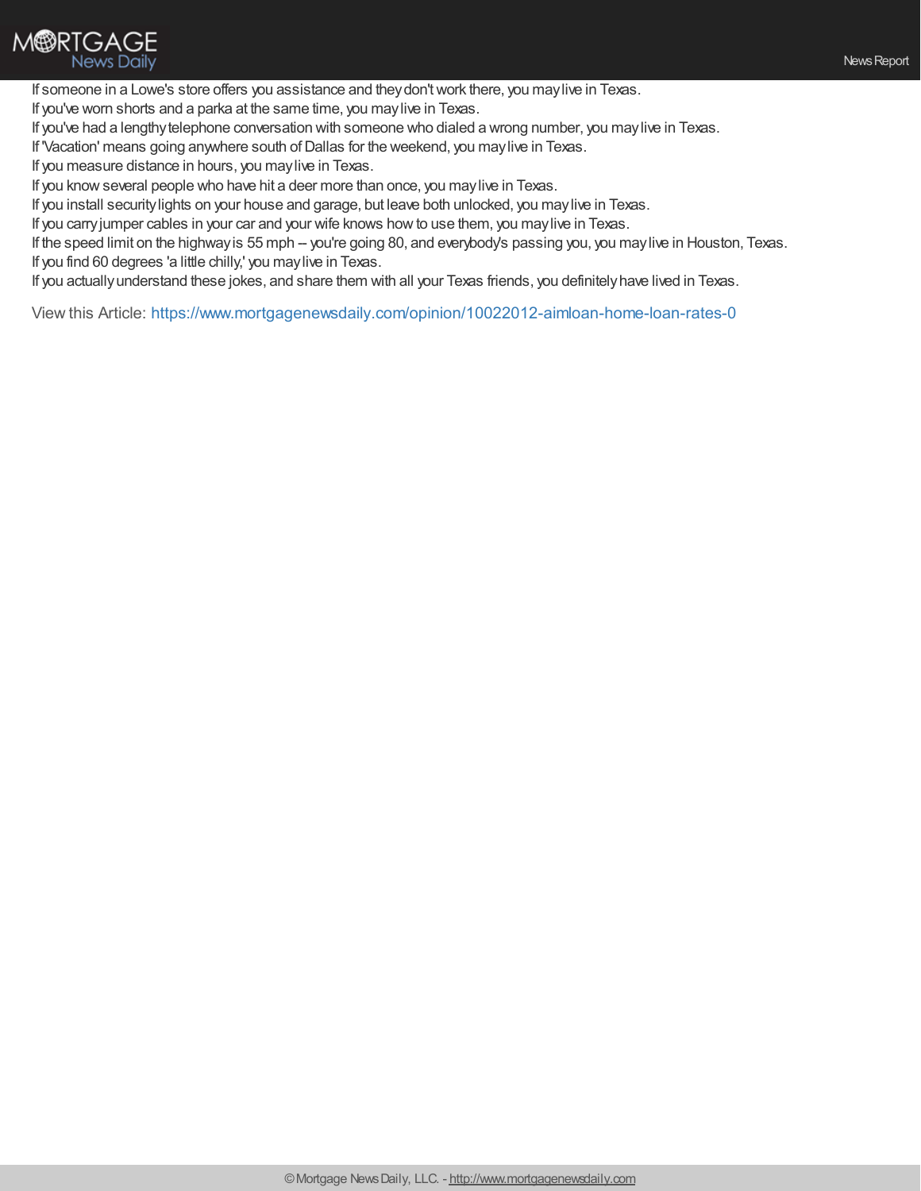If someone in a Lowe's store offers you assistance and they don't work there, you may live in Texas.
If you've worn shorts and a parka at the same time, you may live in Texas.
If you've had a lengthy telephone conversation with someone who dialed a wrong number, you may live in Texas.
If 'Vacation' means going anywhere south of Dallas for the weekend, you may live in Texas.
If you measure distance in hours, you may live in Texas.
If you know several people who have hit a deer more than once, you may live in Texas.
If you install security lights on your house and garage, but leave both unlocked, you may live in Texas.
If you carry jumper cables in your car and your wife knows how to use them, you may live in Texas.
If the speed limit on the highway is 55 mph -- you're going 80, and everybody's passing you, you may live in Houston, Texas.
If you find 60 degrees 'a little chilly,' you may live in Texas.
If you actually understand these jokes, and share them with all your Texas friends, you definitely have lived in Texas.

View this Article: https://www.mortgagenewsdaily.com/opinion/10022012-aimloan-home-loan-rates-0